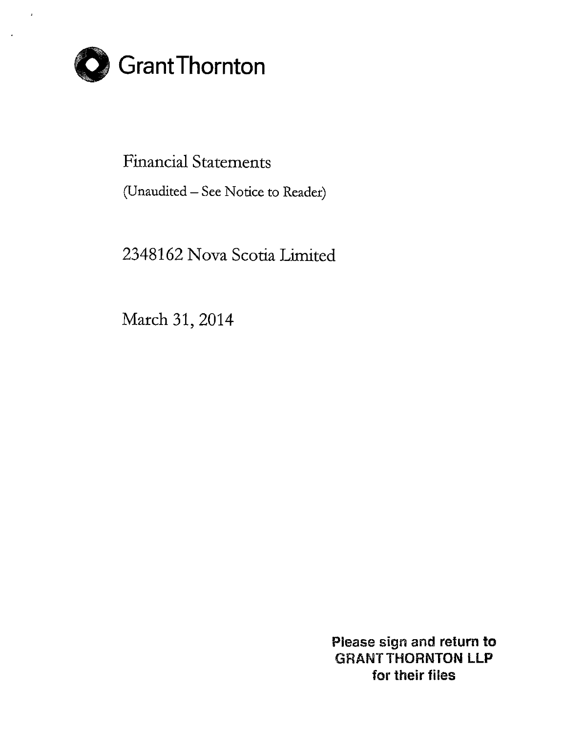Grant Thornton

# Financial Statements

(Unaudited – See Notice to Reader)

## 2348162 Nova Scotia Limited

March 31, 2014

**Please sign and return to GRANT THORNTON LLP for their files**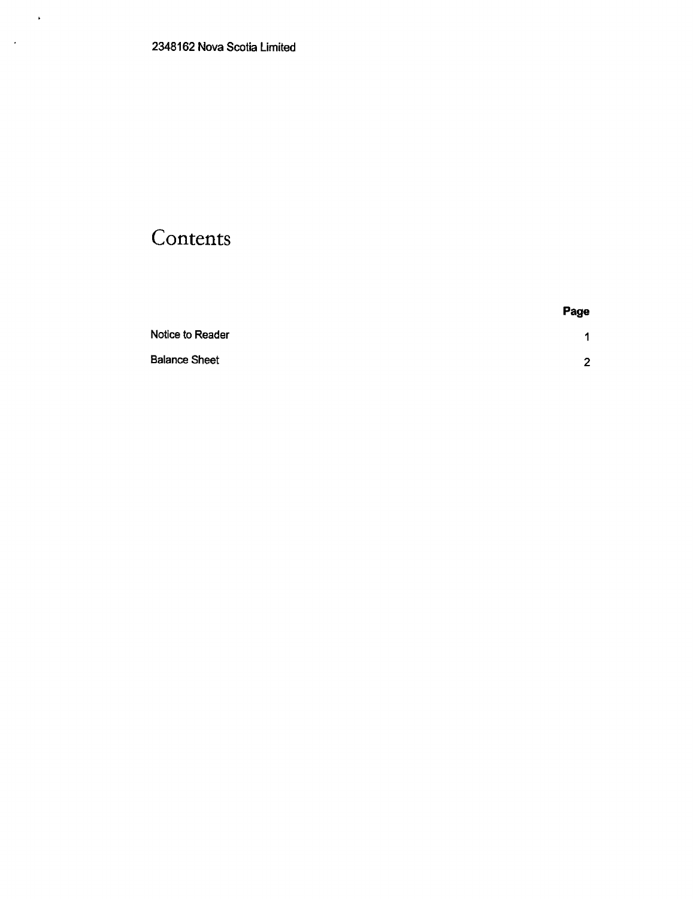2348162 Nova Scotia Limited

# Contents

| | Page |
|---|---|
| Notice to Reader | 1 |
| Balance Sheet | 2 |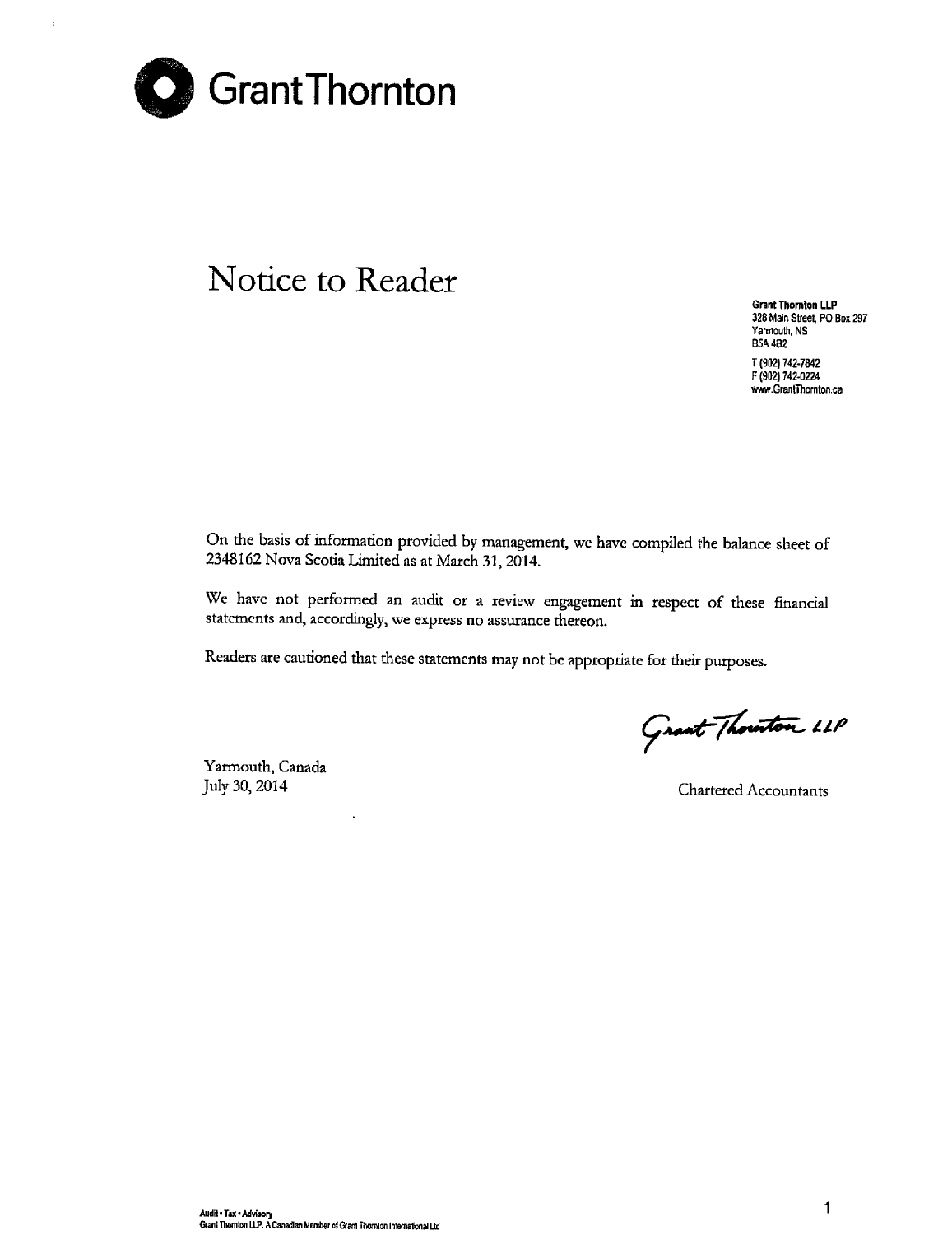# Grant Thornton

## Notice to Reader

**Grant Thornton LLP**
328 Main Street, PO Box 297
Yarmouth, NS
B5A 4B2

T (902) 742-7842
F (902) 742-0224
www.GrantThornton.ca

On the basis of information provided by management, we have compiled the balance sheet of 2348162 Nova Scotia Limited as at March 31, 2014.

We have not performed an audit or a review engagement in respect of these financial statements and, accordingly, we express no assurance thereon.

Readers are cautioned that these statements may not be appropriate for their purposes.

Grant Thornton LLP

Chartered Accountants

Yarmouth, Canada
July 30, 2014

Audit • Tax • Advisory
Grant Thornton LLP. A Canadian Member of Grant Thornton International Ltd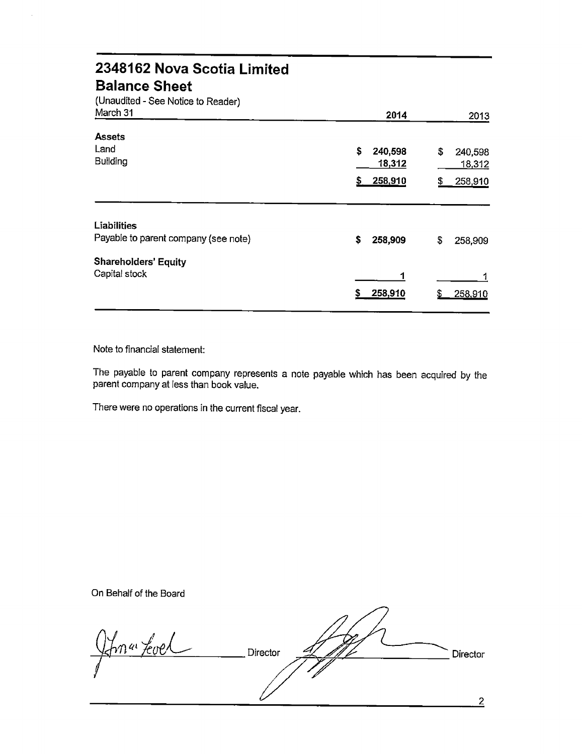# 2348162 Nova Scotia Limited
## Balance Sheet

(Unaudited - See Notice to Reader)

| March 31 | 2014 | 2013 |
|---|---|---|
| **Assets** | | |
| Land | $ 240,598 | $ 240,598 |
| Building | 18,312 | 18,312 |
| | $ 258,910 | $ 258,910 |
| **Liabilities** | | |
| Payable to parent company (see note) | $ 258,909 | $ 258,909 |
| **Shareholders' Equity** | | |
| Capital stock | 1 | 1 |
| | $ 258,910 | $ 258,910 |

Note to financial statement:

The payable to parent company represents a note payable which has been acquired by the parent company at less than book value.

There were no operations in the current fiscal year.

On Behalf of the Board

_______________ Director _______________ Director